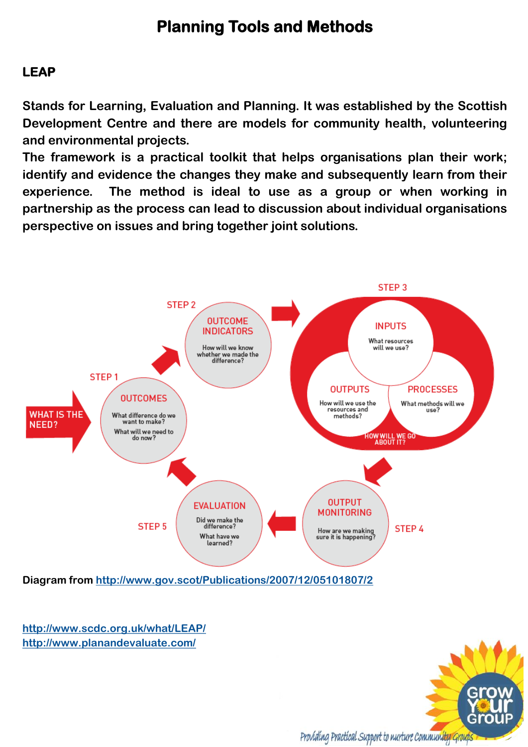# Planning Tools and Methods

## LEAP

**Stands for Learning, Evaluation and Planning. It was established by the Scottish Development Centre and there are models for community health, volunteering and environmental projects.**

**The framework is a practical toolkit that helps organisations plan their work; identify and evidence the changes they make and subsequently learn from their experience. The method is ideal to use as a group or when working in partnership as the process can lead to discussion about individual organisations perspective on issues and bring together joint solutions.**

WHAT IS THE NEED?

STEP 1 — OUTCOMES: What difference do we want to make? What will we need to do now?

STEP 2 — OUTCOME INDICATORS: How will we know whether we made the difference?

STEP 3 — HOW WILL WE GO ABOUT IT?
- INPUTS: What resources will we use?
- OUTPUTS: How will we use the resources and methods?
- PROCESSES: What methods will we use?

STEP 4 — OUTPUT MONITORING: How are we making sure it is happening?

STEP 5 — EVALUATION: Did we make the difference? What have we learned?

**Diagram from http://www.gov.scot/Publications/2007/12/05101807/2**

http://www.scdc.org.uk/what/LEAP/
http://www.planandevaluate.com/

Grow Your Group — Providing Practical Support to nurture Community Groups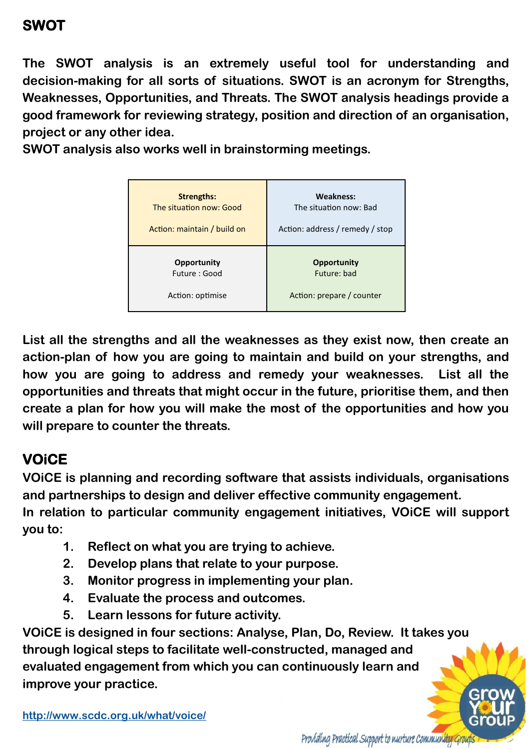## SWOT

**The SWOT analysis is an extremely useful tool for understanding and decision-making for all sorts of situations. SWOT is an acronym for Strengths, Weaknesses, Opportunities, and Threats. The SWOT analysis headings provide a good framework for reviewing strategy, position and direction of an organisation, project or any other idea.**
**SWOT analysis also works well in brainstorming meetings.**

| **Strengths:**<br>The situation now: Good<br><br>Action: maintain / build on | **Weakness:**<br>The situation now: Bad<br><br>Action: address / remedy / stop |
|---|---|
| **Opportunity**<br>Future : Good<br><br>Action: optimise | **Opportunity**<br>Future: bad<br><br>Action: prepare / counter |

**List all the strengths and all the weaknesses as they exist now, then create an action-plan of how you are going to maintain and build on your strengths, and how you are going to address and remedy your weaknesses. List all the opportunities and threats that might occur in the future, prioritise them, and then create a plan for how you will make the most of the opportunities and how you will prepare to counter the threats.**

## VOiCE

**VOiCE is planning and recording software that assists individuals, organisations and partnerships to design and deliver effective community engagement.**
**In relation to particular community engagement initiatives, VOiCE will support you to:**

1. **Reflect on what you are trying to achieve.**
2. **Develop plans that relate to your purpose.**
3. **Monitor progress in implementing your plan.**
4. **Evaluate the process and outcomes.**
5. **Learn lessons for future activity.**

**VOiCE is designed in four sections: Analyse, Plan, Do, Review. It takes you through logical steps to facilitate well-constructed, managed and evaluated engagement from which you can continuously learn and improve your practice.**

http://www.scdc.org.uk/what/voice/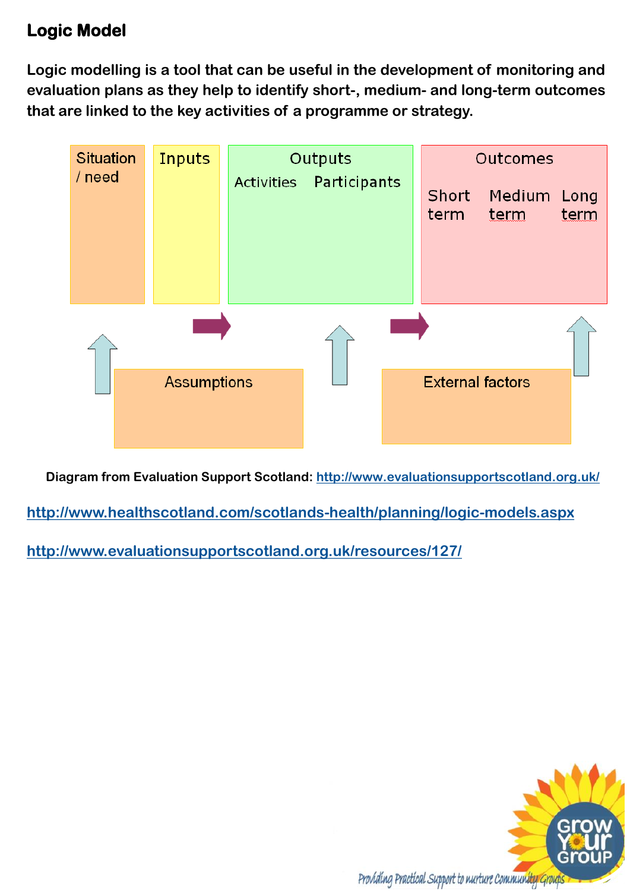# Logic Model

**Logic modelling is a tool that can be useful in the development of monitoring and evaluation plans as they help to identify short-, medium- and long-term outcomes that are linked to the key activities of a programme or strategy.**

| Situation / need | Inputs | Outputs | | Outcomes | | |
|---|---|---|---|---|---|---|
| | | Activities | Participants | Short term | Medium term | Long term |

Assumptions

External factors

**Diagram from Evaluation Support Scotland:** http://www.evaluationsupportscotland.org.uk/

http://www.healthscotland.com/scotlands-health/planning/logic-models.aspx

http://www.evaluationsupportscotland.org.uk/resources/127/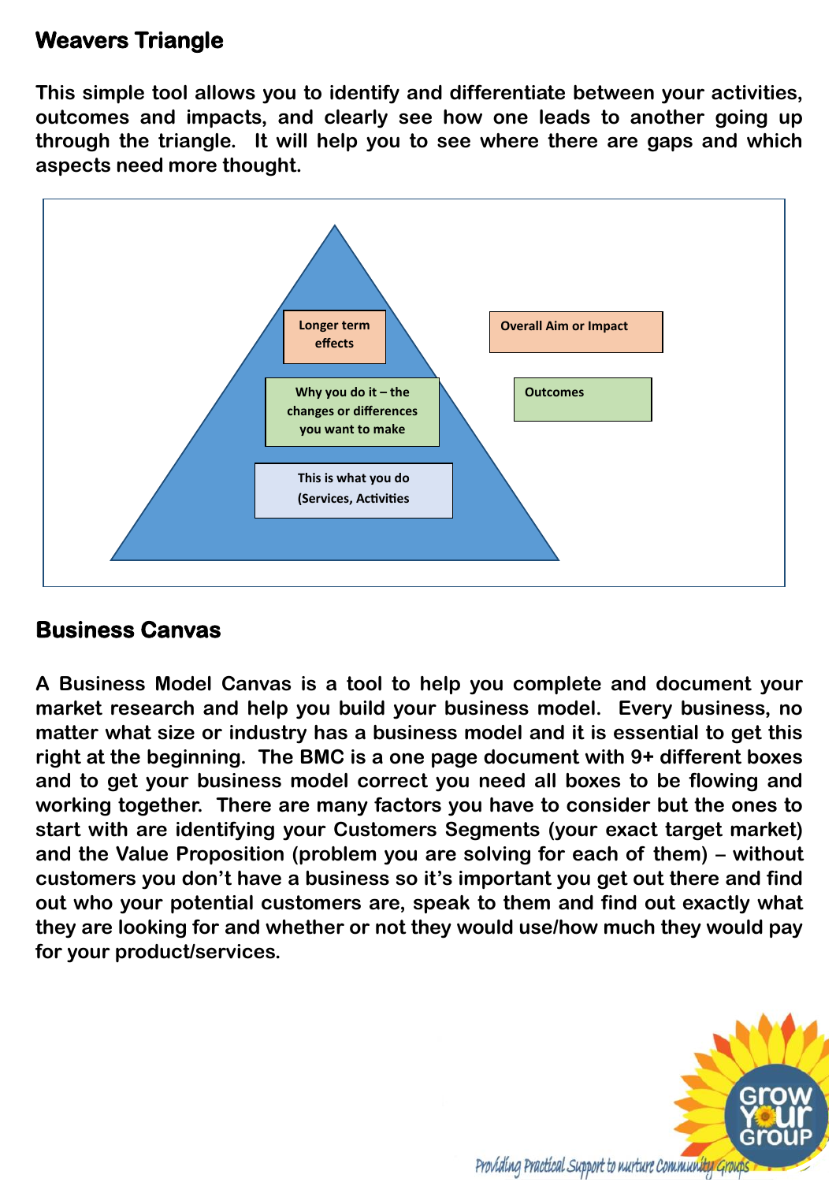## Weavers Triangle

**This simple tool allows you to identify and differentiate between your activities, outcomes and impacts, and clearly see how one leads to another going up through the triangle. It will help you to see where there are gaps and which aspects need more thought.**

Longer term effects

Why you do it – the changes or differences you want to make

This is what you do (Services, Activities

Overall Aim or Impact

Outcomes

## Business Canvas

**A Business Model Canvas is a tool to help you complete and document your market research and help you build your business model. Every business, no matter what size or industry has a business model and it is essential to get this right at the beginning. The BMC is a one page document with 9+ different boxes and to get your business model correct you need all boxes to be flowing and working together. There are many factors you have to consider but the ones to start with are identifying your Customers Segments (your exact target market) and the Value Proposition (problem you are solving for each of them) – without customers you don't have a business so it's important you get out there and find out who your potential customers are, speak to them and find out exactly what they are looking for and whether or not they would use/how much they would pay for your product/services.**